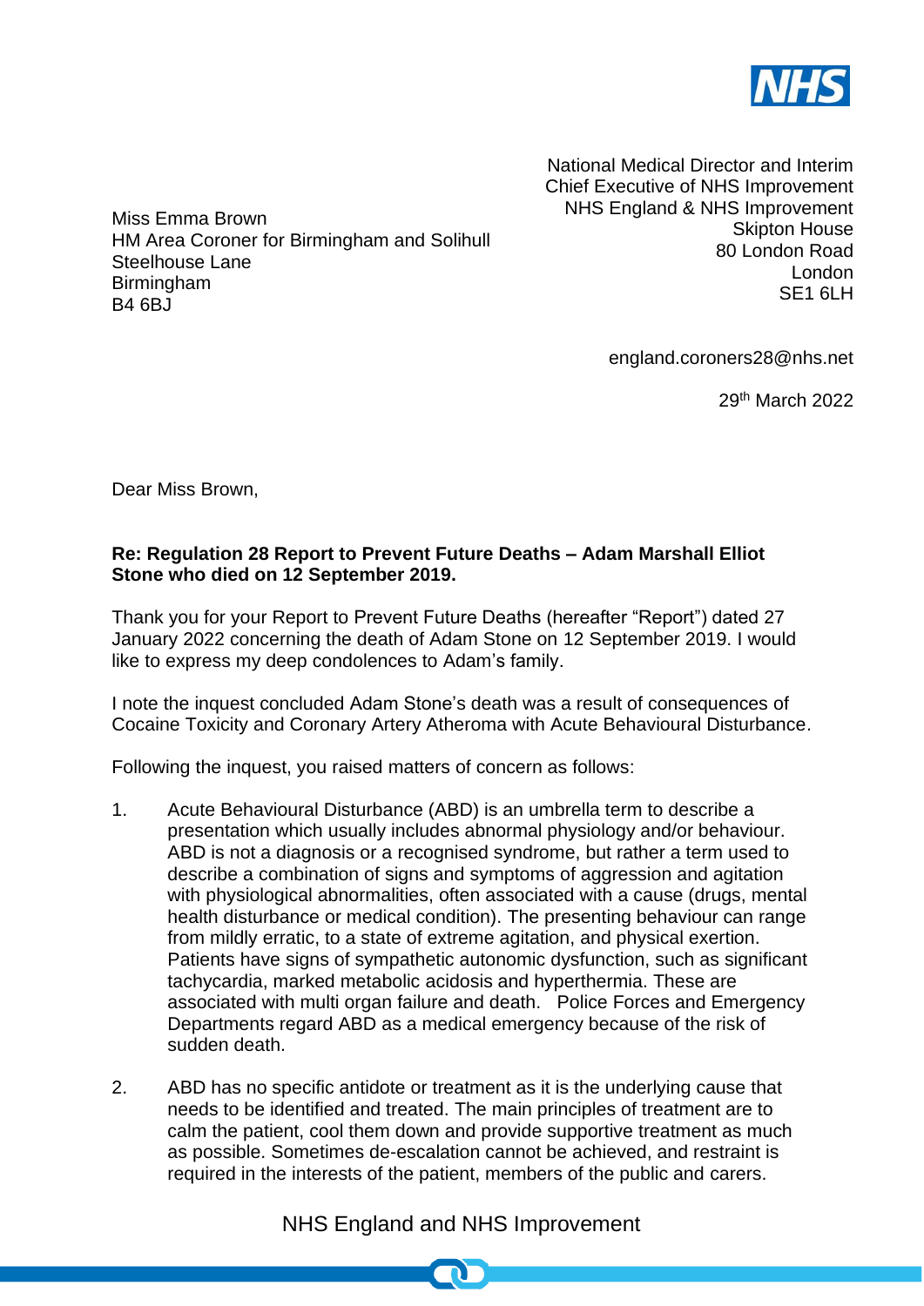National Medical Director and Interim Chief Executive of NHS Improvement
NHS England & NHS Improvement
Skipton House
80 London Road
London
SE1 6LH

Miss Emma Brown
HM Area Coroner for Birmingham and Solihull
Steelhouse Lane
Birmingham
B4 6BJ

england.coroners28@nhs.net

29th March 2022

Dear Miss Brown,

**Re: Regulation 28 Report to Prevent Future Deaths – Adam Marshall Elliot Stone who died on 12 September 2019.**

Thank you for your Report to Prevent Future Deaths (hereafter "Report") dated 27 January 2022 concerning the death of Adam Stone on 12 September 2019. I would like to express my deep condolences to Adam's family.

I note the inquest concluded Adam Stone's death was a result of consequences of Cocaine Toxicity and Coronary Artery Atheroma with Acute Behavioural Disturbance.

Following the inquest, you raised matters of concern as follows:

1. Acute Behavioural Disturbance (ABD) is an umbrella term to describe a presentation which usually includes abnormal physiology and/or behaviour. ABD is not a diagnosis or a recognised syndrome, but rather a term used to describe a combination of signs and symptoms of aggression and agitation with physiological abnormalities, often associated with a cause (drugs, mental health disturbance or medical condition). The presenting behaviour can range from mildly erratic, to a state of extreme agitation, and physical exertion. Patients have signs of sympathetic autonomic dysfunction, such as significant tachycardia, marked metabolic acidosis and hyperthermia. These are associated with multi organ failure and death. Police Forces and Emergency Departments regard ABD as a medical emergency because of the risk of sudden death.

2. ABD has no specific antidote or treatment as it is the underlying cause that needs to be identified and treated. The main principles of treatment are to calm the patient, cool them down and provide supportive treatment as much as possible. Sometimes de-escalation cannot be achieved, and restraint is required in the interests of the patient, members of the public and carers.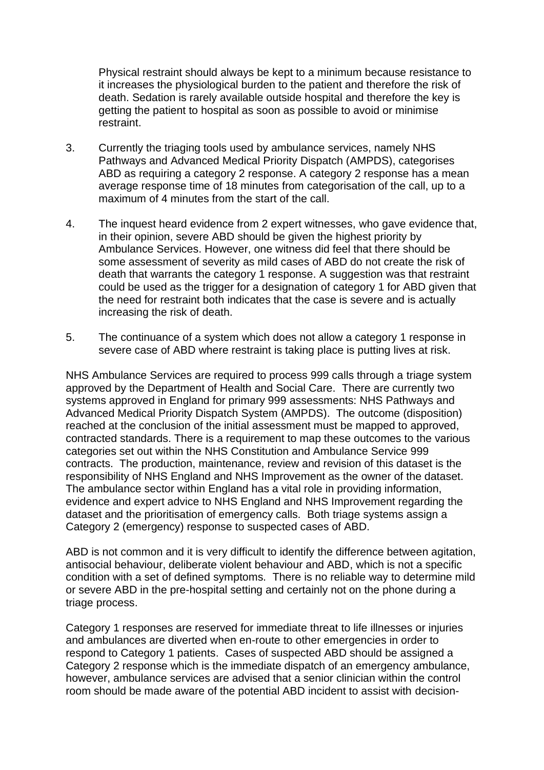Physical restraint should always be kept to a minimum because resistance to it increases the physiological burden to the patient and therefore the risk of death. Sedation is rarely available outside hospital and therefore the key is getting the patient to hospital as soon as possible to avoid or minimise restraint.

3. Currently the triaging tools used by ambulance services, namely NHS Pathways and Advanced Medical Priority Dispatch (AMPDS), categorises ABD as requiring a category 2 response. A category 2 response has a mean average response time of 18 minutes from categorisation of the call, up to a maximum of 4 minutes from the start of the call.

4. The inquest heard evidence from 2 expert witnesses, who gave evidence that, in their opinion, severe ABD should be given the highest priority by Ambulance Services. However, one witness did feel that there should be some assessment of severity as mild cases of ABD do not create the risk of death that warrants the category 1 response. A suggestion was that restraint could be used as the trigger for a designation of category 1 for ABD given that the need for restraint both indicates that the case is severe and is actually increasing the risk of death.

5. The continuance of a system which does not allow a category 1 response in severe case of ABD where restraint is taking place is putting lives at risk.

NHS Ambulance Services are required to process 999 calls through a triage system approved by the Department of Health and Social Care. There are currently two systems approved in England for primary 999 assessments: NHS Pathways and Advanced Medical Priority Dispatch System (AMPDS). The outcome (disposition) reached at the conclusion of the initial assessment must be mapped to approved, contracted standards. There is a requirement to map these outcomes to the various categories set out within the NHS Constitution and Ambulance Service 999 contracts. The production, maintenance, review and revision of this dataset is the responsibility of NHS England and NHS Improvement as the owner of the dataset. The ambulance sector within England has a vital role in providing information, evidence and expert advice to NHS England and NHS Improvement regarding the dataset and the prioritisation of emergency calls. Both triage systems assign a Category 2 (emergency) response to suspected cases of ABD.

ABD is not common and it is very difficult to identify the difference between agitation, antisocial behaviour, deliberate violent behaviour and ABD, which is not a specific condition with a set of defined symptoms. There is no reliable way to determine mild or severe ABD in the pre-hospital setting and certainly not on the phone during a triage process.

Category 1 responses are reserved for immediate threat to life illnesses or injuries and ambulances are diverted when en-route to other emergencies in order to respond to Category 1 patients. Cases of suspected ABD should be assigned a Category 2 response which is the immediate dispatch of an emergency ambulance, however, ambulance services are advised that a senior clinician within the control room should be made aware of the potential ABD incident to assist with decision-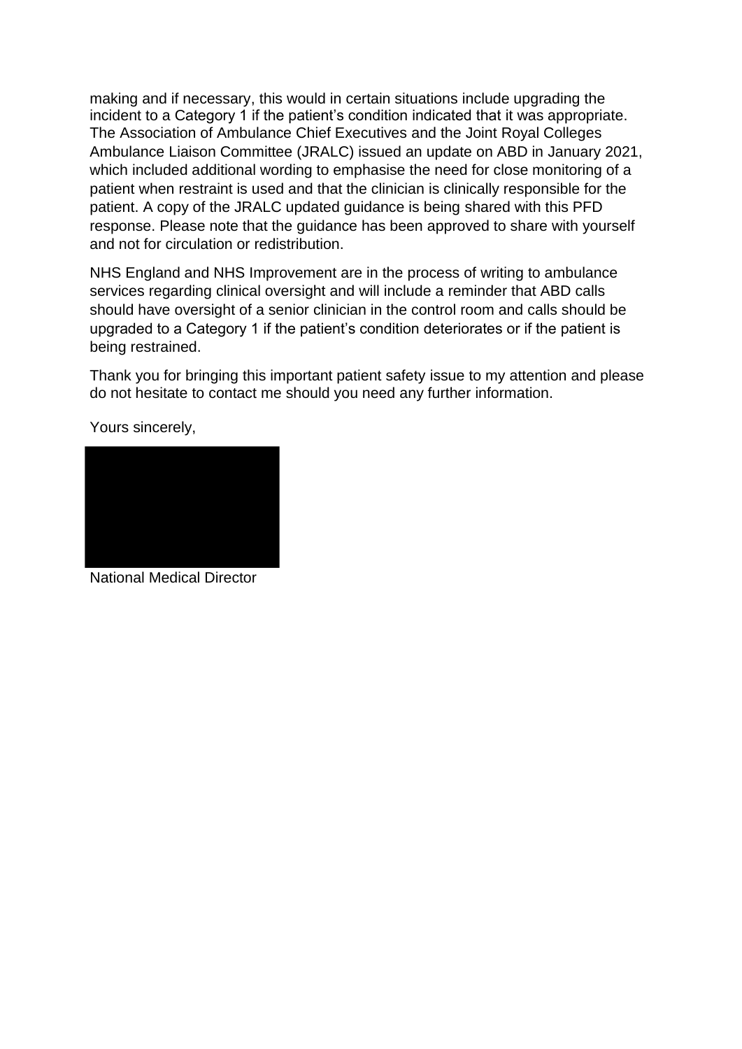making and if necessary, this would in certain situations include upgrading the incident to a Category 1 if the patient's condition indicated that it was appropriate. The Association of Ambulance Chief Executives and the Joint Royal Colleges Ambulance Liaison Committee (JRALC) issued an update on ABD in January 2021, which included additional wording to emphasise the need for close monitoring of a patient when restraint is used and that the clinician is clinically responsible for the patient. A copy of the JRALC updated guidance is being shared with this PFD response. Please note that the guidance has been approved to share with yourself and not for circulation or redistribution.

NHS England and NHS Improvement are in the process of writing to ambulance services regarding clinical oversight and will include a reminder that ABD calls should have oversight of a senior clinician in the control room and calls should be upgraded to a Category 1 if the patient's condition deteriorates or if the patient is being restrained.

Thank you for bringing this important patient safety issue to my attention and please do not hesitate to contact me should you need any further information.

Yours sincerely,

National Medical Director